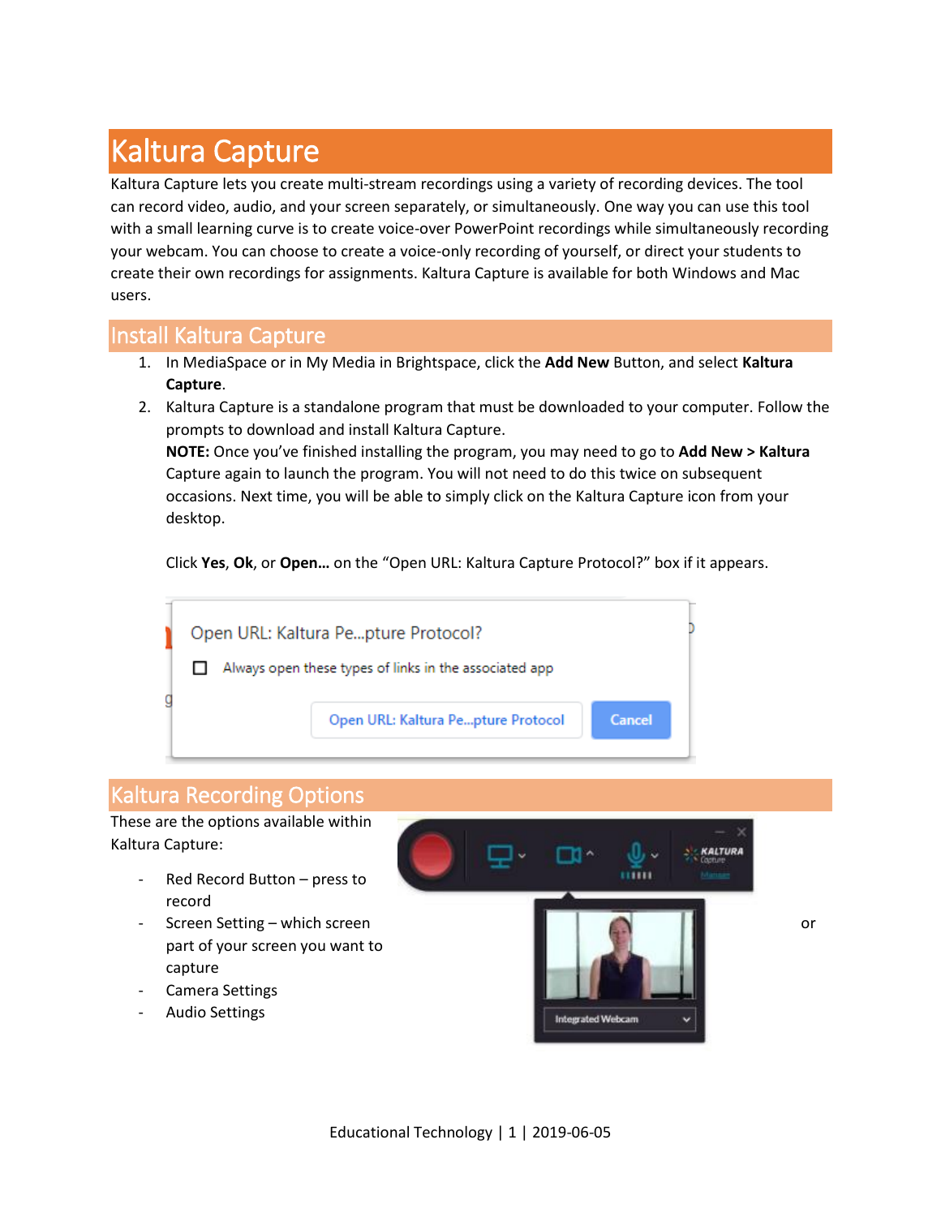# Kaltura Capture

Kaltura Capture lets you create multi-stream recordings using a variety of recording devices. The tool can record video, audio, and your screen separately, or simultaneously. One way you can use this tool with a small learning curve is to create voice-over PowerPoint recordings while simultaneously recording your webcam. You can choose to create a voice-only recording of yourself, or direct your students to create their own recordings for assignments. Kaltura Capture is available for both Windows and Mac users.

## Install Kaltura Capture

1. In MediaSpace or in My Media in Brightspace, click the **Add New** Button, and select **Kaltura Capture**.
2. Kaltura Capture is a standalone program that must be downloaded to your computer. Follow the prompts to download and install Kaltura Capture.
   **NOTE:** Once you've finished installing the program, you may need to go to **Add New > Kaltura** Capture again to launch the program. You will not need to do this twice on subsequent occasions. Next time, you will be able to simply click on the Kaltura Capture icon from your desktop.

   Click **Yes**, **Ok**, or **Open…** on the "Open URL: Kaltura Capture Protocol?" box if it appears.

## Kaltura Recording Options

These are the options available within Kaltura Capture:

- Red Record Button – press to record
- Screen Setting – which screen part of your screen you want to capture
- Camera Settings
- Audio Settings

or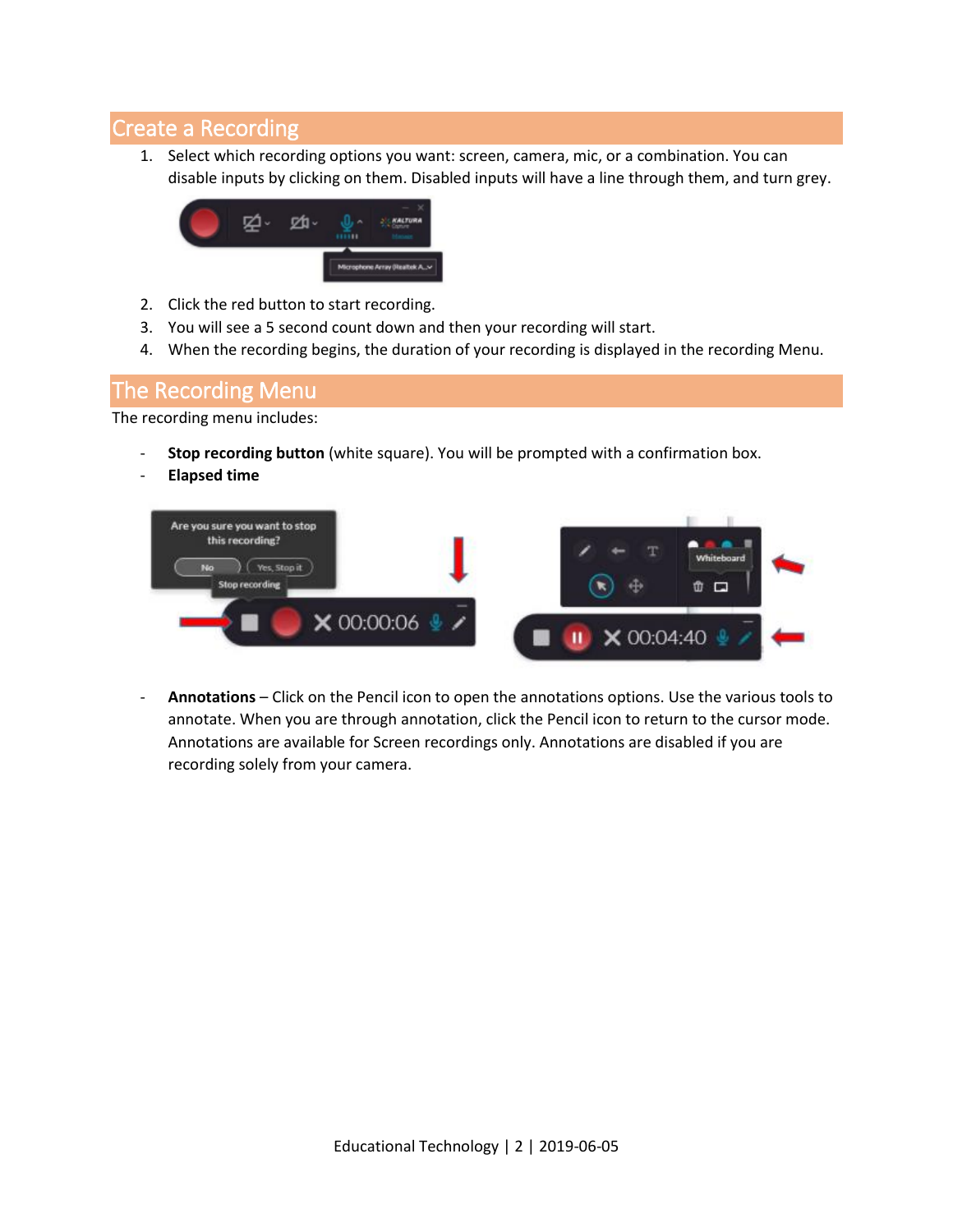## Create a Recording

1. Select which recording options you want: screen, camera, mic, or a combination. You can disable inputs by clicking on them. Disabled inputs will have a line through them, and turn grey.
2. Click the red button to start recording.
3. You will see a 5 second count down and then your recording will start.
4. When the recording begins, the duration of your recording is displayed in the recording Menu.

## The Recording Menu

The recording menu includes:

- **Stop recording button** (white square). You will be prompted with a confirmation box.
- **Elapsed time**
- **Annotations** – Click on the Pencil icon to open the annotations options. Use the various tools to annotate. When you are through annotation, click the Pencil icon to return to the cursor mode. Annotations are available for Screen recordings only. Annotations are disabled if you are recording solely from your camera.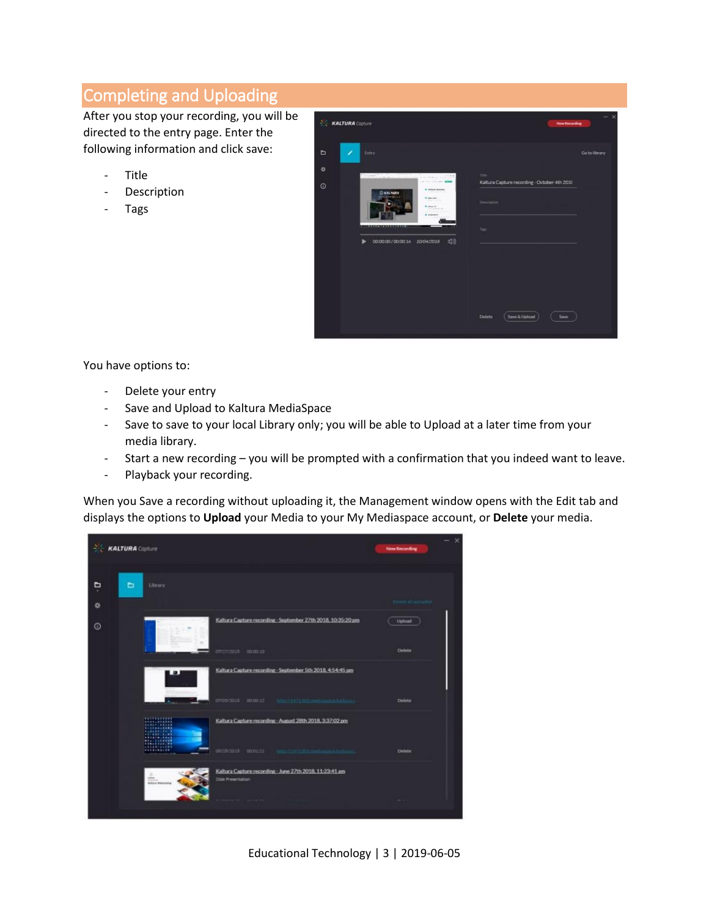## Completing and Uploading

After you stop your recording, you will be directed to the entry page. Enter the following information and click save:

- Title
- Description
- Tags

You have options to:

- Delete your entry
- Save and Upload to Kaltura MediaSpace
- Save to save to your local Library only; you will be able to Upload at a later time from your media library.
- Start a new recording – you will be prompted with a confirmation that you indeed want to leave.
- Playback your recording.

When you Save a recording without uploading it, the Management window opens with the Edit tab and displays the options to **Upload** your Media to your My Mediaspace account, or **Delete** your media.